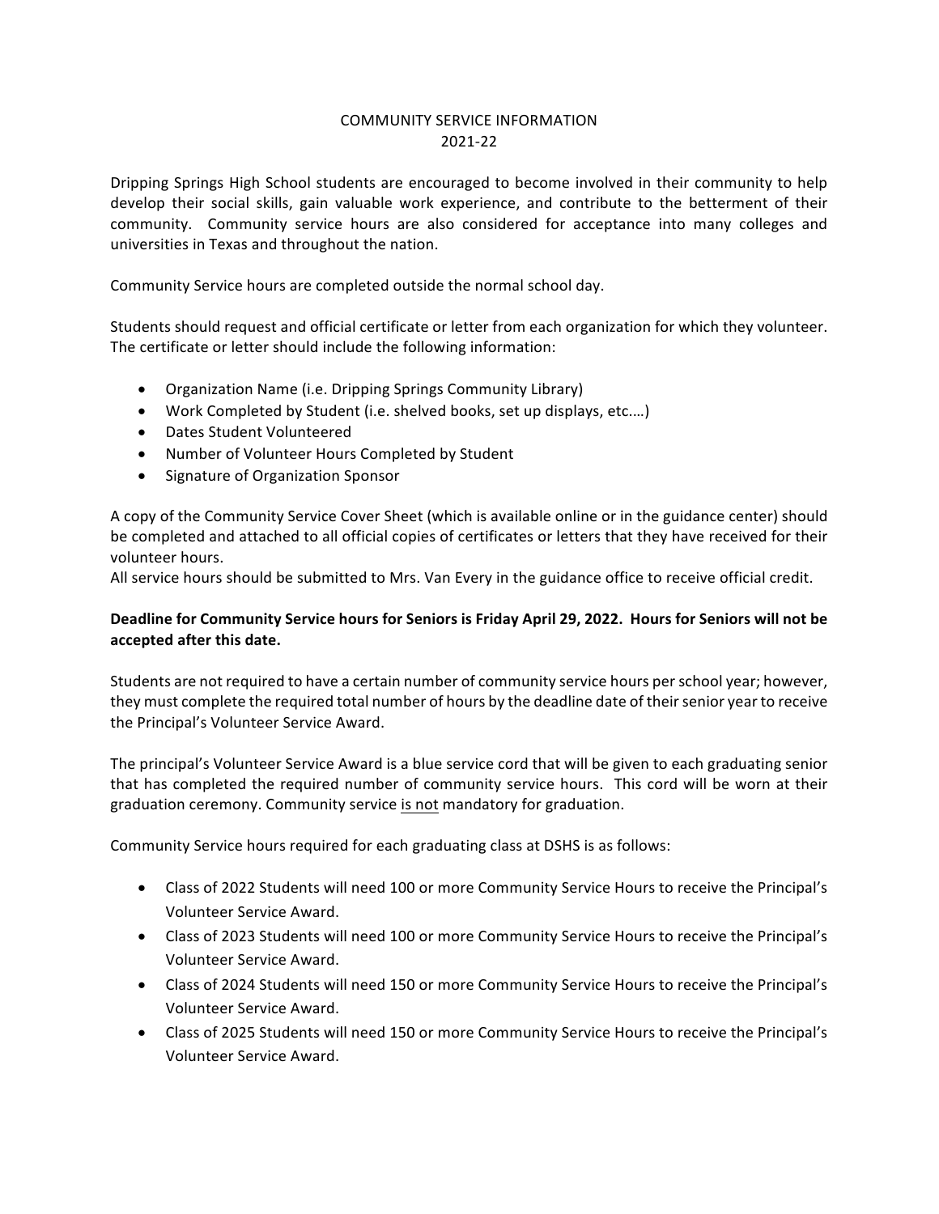# COMMUNITY SERVICE INFORMATION
## 2021-22

Dripping Springs High School students are encouraged to become involved in their community to help develop their social skills, gain valuable work experience, and contribute to the betterment of their community. Community service hours are also considered for acceptance into many colleges and universities in Texas and throughout the nation.

Community Service hours are completed outside the normal school day.

Students should request and official certificate or letter from each organization for which they volunteer. The certificate or letter should include the following information:

- Organization Name (i.e. Dripping Springs Community Library)
- Work Completed by Student (i.e. shelved books, set up displays, etc.…)
- Dates Student Volunteered
- Number of Volunteer Hours Completed by Student
- Signature of Organization Sponsor

A copy of the Community Service Cover Sheet (which is available online or in the guidance center) should be completed and attached to all official copies of certificates or letters that they have received for their volunteer hours.
All service hours should be submitted to Mrs. Van Every in the guidance office to receive official credit.

**Deadline for Community Service hours for Seniors is Friday April 29, 2022. Hours for Seniors will not be accepted after this date.**

Students are not required to have a certain number of community service hours per school year; however, they must complete the required total number of hours by the deadline date of their senior year to receive the Principal's Volunteer Service Award.

The principal's Volunteer Service Award is a blue service cord that will be given to each graduating senior that has completed the required number of community service hours. This cord will be worn at their graduation ceremony. Community service <u>is not</u> mandatory for graduation.

Community Service hours required for each graduating class at DSHS is as follows:

- Class of 2022 Students will need 100 or more Community Service Hours to receive the Principal's Volunteer Service Award.
- Class of 2023 Students will need 100 or more Community Service Hours to receive the Principal's Volunteer Service Award.
- Class of 2024 Students will need 150 or more Community Service Hours to receive the Principal's Volunteer Service Award.
- Class of 2025 Students will need 150 or more Community Service Hours to receive the Principal's Volunteer Service Award.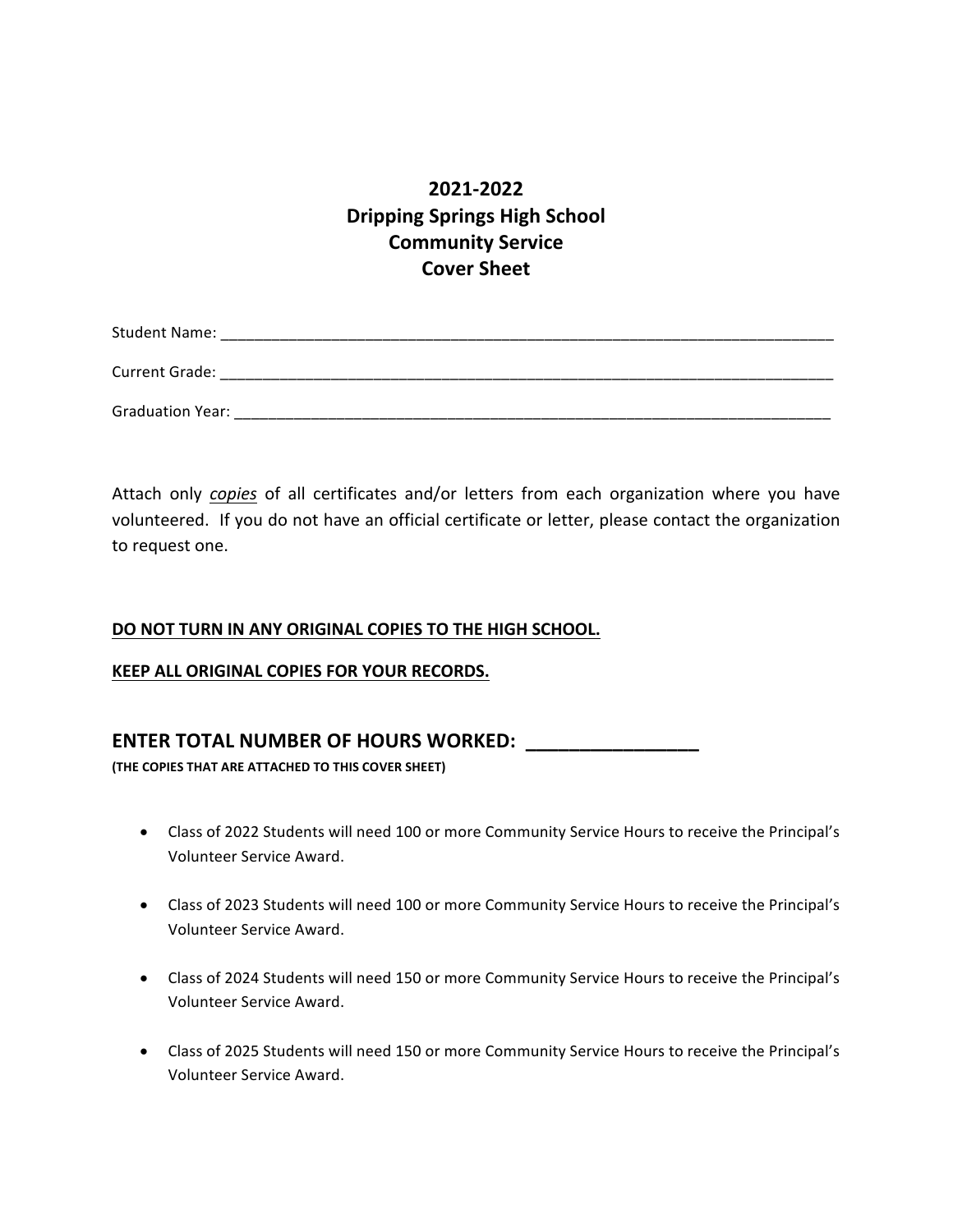# 2021-2022
# Dripping Springs High School
# Community Service
# Cover Sheet

Student Name: ___________________________________________________________________________

Current Grade: ___________________________________________________________________________

Graduation Year: _________________________________________________________________________

Attach only *copies* of all certificates and/or letters from each organization where you have volunteered. If you do not have an official certificate or letter, please contact the organization to request one.

**DO NOT TURN IN ANY ORIGINAL COPIES TO THE HIGH SCHOOL.**

**KEEP ALL ORIGINAL COPIES FOR YOUR RECORDS.**

## ENTER TOTAL NUMBER OF HOURS WORKED: ________________

**(THE COPIES THAT ARE ATTACHED TO THIS COVER SHEET)**

- Class of 2022 Students will need 100 or more Community Service Hours to receive the Principal's Volunteer Service Award.
- Class of 2023 Students will need 100 or more Community Service Hours to receive the Principal's Volunteer Service Award.
- Class of 2024 Students will need 150 or more Community Service Hours to receive the Principal's Volunteer Service Award.
- Class of 2025 Students will need 150 or more Community Service Hours to receive the Principal's Volunteer Service Award.